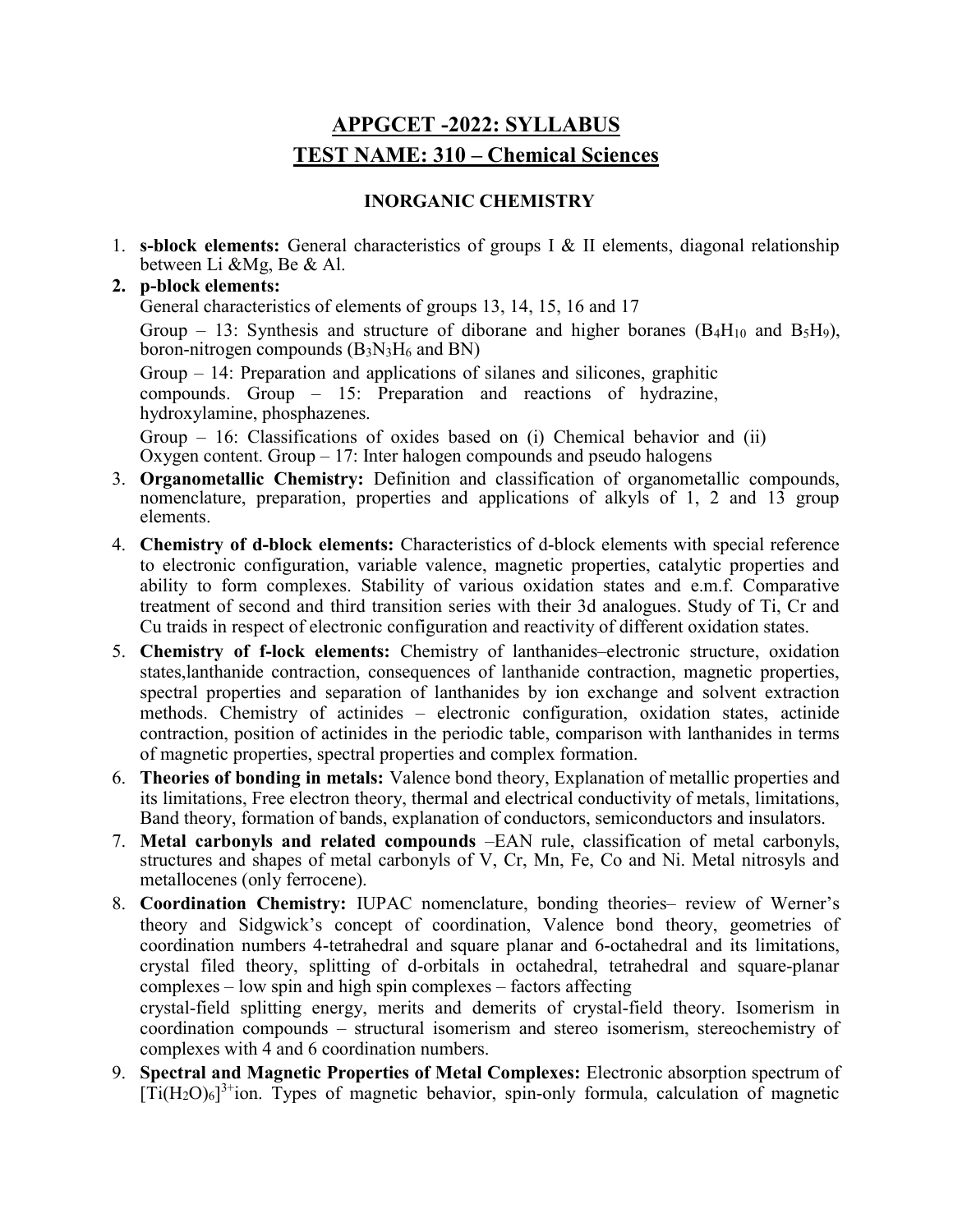# APPGCET -2022: SYLLABUS

## TEST NAME: 310 – Chemical Sciences

### INORGANIC CHEMISTRY

1. **s-block elements:** General characteristics of groups I & II elements, diagonal relationship between Li &Mg, Be & Al.
2. **p-block elements:**

   General characteristics of elements of groups 13, 14, 15, 16 and 17

   Group – 13: Synthesis and structure of diborane and higher boranes ($B_4H_{10}$ and $B_5H_9$), boron-nitrogen compounds ($B_3N_3H_6$ and BN)

   Group – 14: Preparation and applications of silanes and silicones, graphitic compounds. Group – 15: Preparation and reactions of hydrazine, hydroxylamine, phosphazenes.

   Group – 16: Classifications of oxides based on (i) Chemical behavior and (ii) Oxygen content. Group – 17: Inter halogen compounds and pseudo halogens
3. **Organometallic Chemistry:** Definition and classification of organometallic compounds, nomenclature, preparation, properties and applications of alkyls of 1, 2 and 13 group elements.
4. **Chemistry of d-block elements:** Characteristics of d-block elements with special reference to electronic configuration, variable valence, magnetic properties, catalytic properties and ability to form complexes. Stability of various oxidation states and e.m.f. Comparative treatment of second and third transition series with their 3d analogues. Study of Ti, Cr and Cu traids in respect of electronic configuration and reactivity of different oxidation states.
5. **Chemistry of f-lock elements:** Chemistry of lanthanides–electronic structure, oxidation states,lanthanide contraction, consequences of lanthanide contraction, magnetic properties, spectral properties and separation of lanthanides by ion exchange and solvent extraction methods. Chemistry of actinides – electronic configuration, oxidation states, actinide contraction, position of actinides in the periodic table, comparison with lanthanides in terms of magnetic properties, spectral properties and complex formation.
6. **Theories of bonding in metals:** Valence bond theory, Explanation of metallic properties and its limitations, Free electron theory, thermal and electrical conductivity of metals, limitations, Band theory, formation of bands, explanation of conductors, semiconductors and insulators.
7. **Metal carbonyls and related compounds** –EAN rule, classification of metal carbonyls, structures and shapes of metal carbonyls of V, Cr, Mn, Fe, Co and Ni. Metal nitrosyls and metallocenes (only ferrocene).
8. **Coordination Chemistry:** IUPAC nomenclature, bonding theories– review of Werner's theory and Sidgwick's concept of coordination, Valence bond theory, geometries of coordination numbers 4-tetrahedral and square planar and 6-octahedral and its limitations, crystal filed theory, splitting of d-orbitals in octahedral, tetrahedral and square-planar complexes – low spin and high spin complexes – factors affecting crystal-field splitting energy, merits and demerits of crystal-field theory. Isomerism in coordination compounds – structural isomerism and stereo isomerism, stereochemistry of complexes with 4 and 6 coordination numbers.
9. **Spectral and Magnetic Properties of Metal Complexes:** Electronic absorption spectrum of $[Ti(H_2O)_6]^{3+}$ion. Types of magnetic behavior, spin-only formula, calculation of magnetic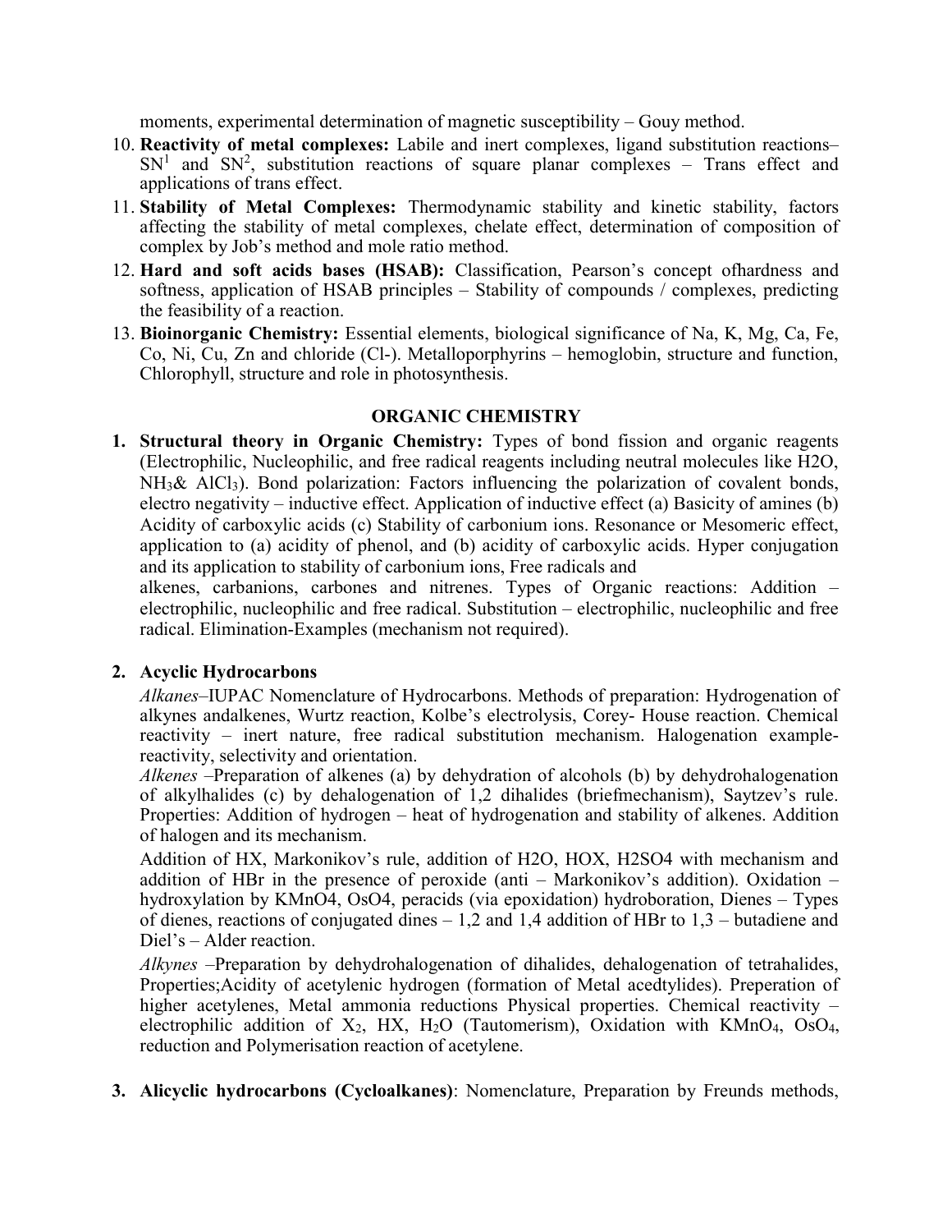moments, experimental determination of magnetic susceptibility – Gouy method.

10. **Reactivity of metal complexes:** Labile and inert complexes, ligand substitution reactions– $SN^1$ and $SN^2$, substitution reactions of square planar complexes – Trans effect and applications of trans effect.
11. **Stability of Metal Complexes:** Thermodynamic stability and kinetic stability, factors affecting the stability of metal complexes, chelate effect, determination of composition of complex by Job's method and mole ratio method.
12. **Hard and soft acids bases (HSAB):** Classification, Pearson's concept ofhardness and softness, application of HSAB principles – Stability of compounds / complexes, predicting the feasibility of a reaction.
13. **Bioinorganic Chemistry:** Essential elements, biological significance of Na, K, Mg, Ca, Fe, Co, Ni, Cu, Zn and chloride (Cl-). Metalloporphyrins – hemoglobin, structure and function, Chlorophyll, structure and role in photosynthesis.

## ORGANIC CHEMISTRY

1. **Structural theory in Organic Chemistry:** Types of bond fission and organic reagents (Electrophilic, Nucleophilic, and free radical reagents including neutral molecules like H2O, $NH_3$& $AlCl_3$). Bond polarization: Factors influencing the polarization of covalent bonds, electro negativity – inductive effect. Application of inductive effect (a) Basicity of amines (b) Acidity of carboxylic acids (c) Stability of carbonium ions. Resonance or Mesomeric effect, application to (a) acidity of phenol, and (b) acidity of carboxylic acids. Hyper conjugation and its application to stability of carbonium ions, Free radicals and

   alkenes, carbanions, carbones and nitrenes. Types of Organic reactions: Addition – electrophilic, nucleophilic and free radical. Substitution – electrophilic, nucleophilic and free radical. Elimination-Examples (mechanism not required).

2. **Acyclic Hydrocarbons**

   *Alkanes*–IUPAC Nomenclature of Hydrocarbons. Methods of preparation: Hydrogenation of alkynes andalkenes, Wurtz reaction, Kolbe's electrolysis, Corey- House reaction. Chemical reactivity – inert nature, free radical substitution mechanism. Halogenation example-reactivity, selectivity and orientation.

   *Alkenes* –Preparation of alkenes (a) by dehydration of alcohols (b) by dehydrohalogenation of alkylhalides (c) by dehalogenation of 1,2 dihalides (briefmechanism), Saytzev's rule. Properties: Addition of hydrogen – heat of hydrogenation and stability of alkenes. Addition of halogen and its mechanism.

   Addition of HX, Markonikov's rule, addition of H2O, HOX, H2SO4 with mechanism and addition of HBr in the presence of peroxide (anti – Markonikov's addition). Oxidation – hydroxylation by KMnO4, OsO4, peracids (via epoxidation) hydroboration, Dienes – Types of dienes, reactions of conjugated dines – 1,2 and 1,4 addition of HBr to 1,3 – butadiene and Diel's – Alder reaction.

   *Alkynes* –Preparation by dehydrohalogenation of dihalides, dehalogenation of tetrahalides, Properties;Acidity of acetylenic hydrogen (formation of Metal acedtylides). Preperation of higher acetylenes, Metal ammonia reductions Physical properties. Chemical reactivity – electrophilic addition of $X_2$, HX, $H_2O$ (Tautomerism), Oxidation with $KMnO_4$, $OsO_4$, reduction and Polymerisation reaction of acetylene.

3. **Alicyclic hydrocarbons (Cycloalkanes)**: Nomenclature, Preparation by Freunds methods,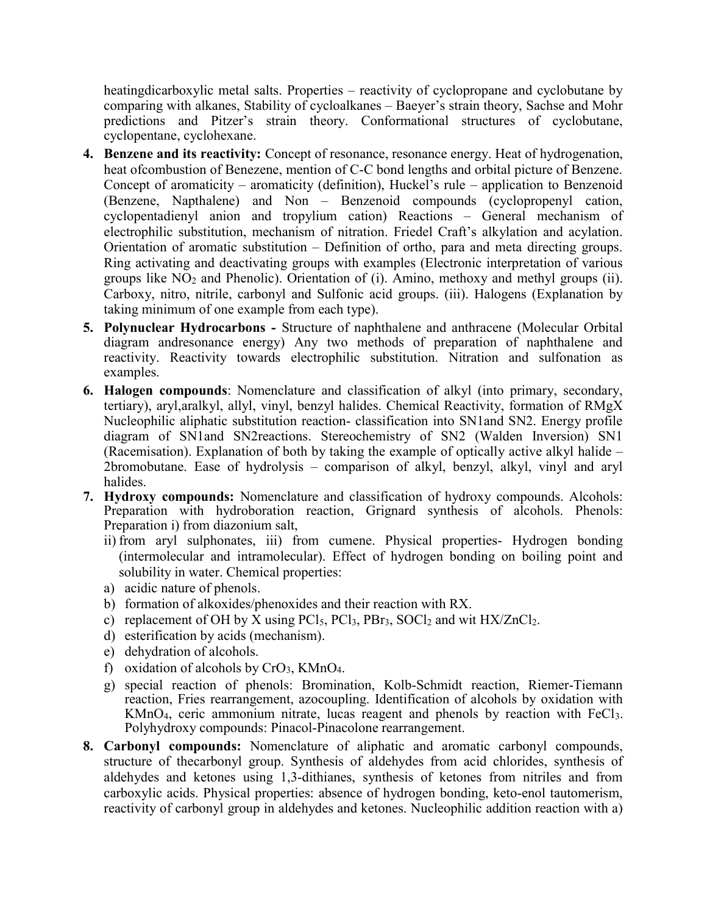heatingdicarboxylic metal salts. Properties – reactivity of cyclopropane and cyclobutane by comparing with alkanes, Stability of cycloalkanes – Baeyer's strain theory, Sachse and Mohr predictions and Pitzer's strain theory. Conformational structures of cyclobutane, cyclopentane, cyclohexane.

4. **Benzene and its reactivity:** Concept of resonance, resonance energy. Heat of hydrogenation, heat ofcombustion of Benezene, mention of C-C bond lengths and orbital picture of Benzene. Concept of aromaticity – aromaticity (definition), Huckel's rule – application to Benzenoid (Benzene, Napthalene) and Non – Benzenoid compounds (cyclopropenyl cation, cyclopentadienyl anion and tropylium cation) Reactions – General mechanism of electrophilic substitution, mechanism of nitration. Friedel Craft's alkylation and acylation. Orientation of aromatic substitution – Definition of ortho, para and meta directing groups. Ring activating and deactivating groups with examples (Electronic interpretation of various groups like $NO_2$ and Phenolic). Orientation of (i). Amino, methoxy and methyl groups (ii). Carboxy, nitro, nitrile, carbonyl and Sulfonic acid groups. (iii). Halogens (Explanation by taking minimum of one example from each type).
5. **Polynuclear Hydrocarbons -** Structure of naphthalene and anthracene (Molecular Orbital diagram andresonance energy) Any two methods of preparation of naphthalene and reactivity. Reactivity towards electrophilic substitution. Nitration and sulfonation as examples.
6. **Halogen compounds**: Nomenclature and classification of alkyl (into primary, secondary, tertiary), aryl,aralkyl, allyl, vinyl, benzyl halides. Chemical Reactivity, formation of RMgX Nucleophilic aliphatic substitution reaction- classification into SN1and SN2. Energy profile diagram of SN1and SN2reactions. Stereochemistry of SN2 (Walden Inversion) SN1 (Racemisation). Explanation of both by taking the example of optically active alkyl halide – 2bromobutane. Ease of hydrolysis – comparison of alkyl, benzyl, alkyl, vinyl and aryl halides.
7. **Hydroxy compounds:** Nomenclature and classification of hydroxy compounds. Alcohols: Preparation with hydroboration reaction, Grignard synthesis of alcohols. Phenols: Preparation i) from diazonium salt,
   ii) from aryl sulphonates, iii) from cumene. Physical properties- Hydrogen bonding (intermolecular and intramolecular). Effect of hydrogen bonding on boiling point and solubility in water. Chemical properties:
   a) acidic nature of phenols.
   b) formation of alkoxides/phenoxides and their reaction with RX.
   c) replacement of OH by X using $PCl_5$, $PCl_3$, $PBr_3$, $SOCl_2$ and wit $HX/ZnCl_2$.
   d) esterification by acids (mechanism).
   e) dehydration of alcohols.
   f) oxidation of alcohols by $CrO_3$, $KMnO_4$.
   g) special reaction of phenols: Bromination, Kolb-Schmidt reaction, Riemer-Tiemann reaction, Fries rearrangement, azocoupling. Identification of alcohols by oxidation with $KMnO_4$, ceric ammonium nitrate, lucas reagent and phenols by reaction with $FeCl_3$. Polyhydroxy compounds: Pinacol-Pinacolone rearrangement.
8. **Carbonyl compounds:** Nomenclature of aliphatic and aromatic carbonyl compounds, structure of thecarbonyl group. Synthesis of aldehydes from acid chlorides, synthesis of aldehydes and ketones using 1,3-dithianes, synthesis of ketones from nitriles and from carboxylic acids. Physical properties: absence of hydrogen bonding, keto-enol tautomerism, reactivity of carbonyl group in aldehydes and ketones. Nucleophilic addition reaction with a)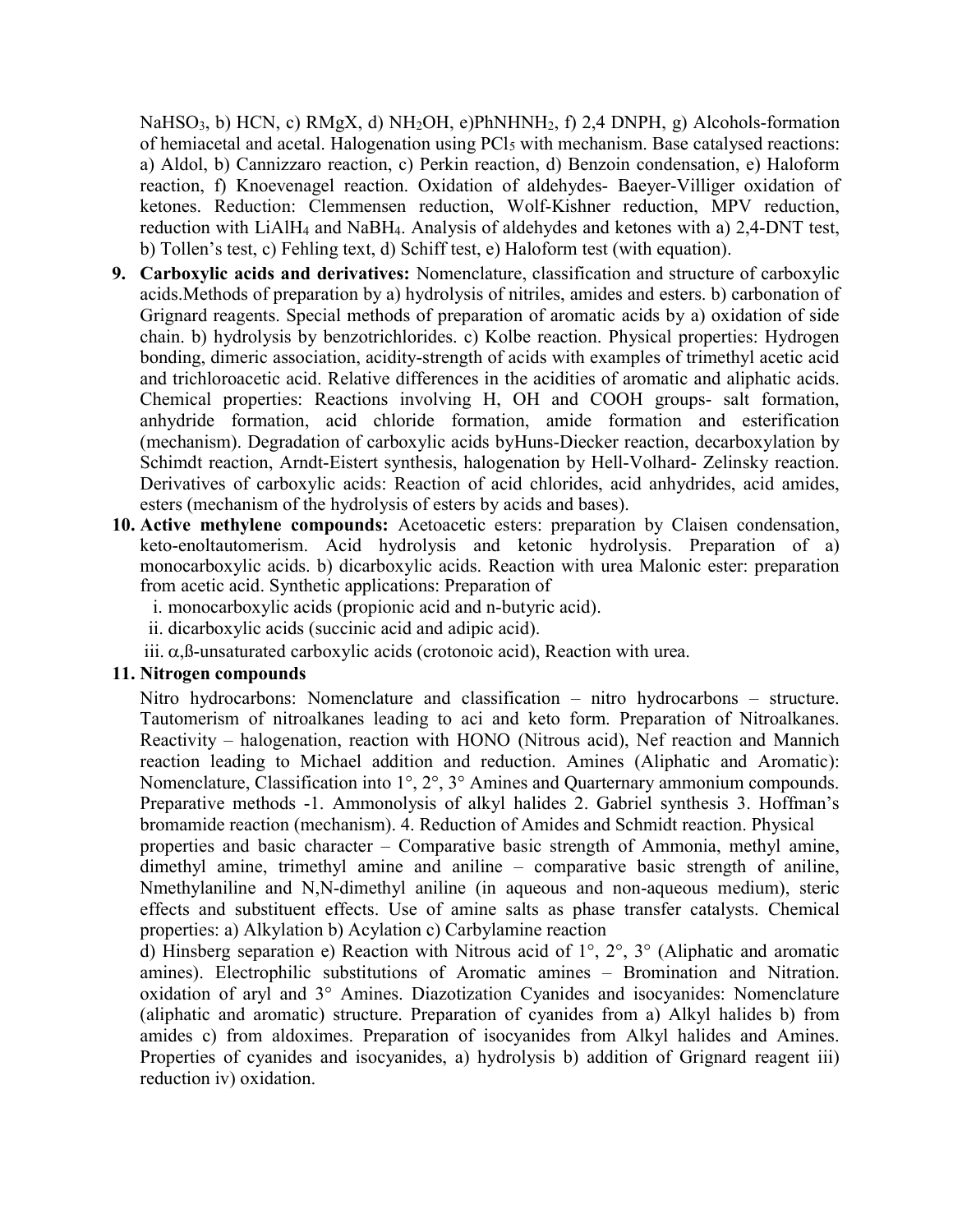$NaHSO_3$, b) HCN, c) RMgX, d) $NH_2OH$, e)$PhNHNH_2$, f) 2,4 DNPH, g) Alcohols-formation of hemiacetal and acetal. Halogenation using $PCl_5$ with mechanism. Base catalysed reactions: a) Aldol, b) Cannizzaro reaction, c) Perkin reaction, d) Benzoin condensation, e) Haloform reaction, f) Knoevenagel reaction. Oxidation of aldehydes- Baeyer-Villiger oxidation of ketones. Reduction: Clemmensen reduction, Wolf-Kishner reduction, MPV reduction, reduction with $LiAlH_4$ and $NaBH_4$. Analysis of aldehydes and ketones with a) 2,4-DNT test, b) Tollen's test, c) Fehling text, d) Schiff test, e) Haloform test (with equation).

9. **Carboxylic acids and derivatives:** Nomenclature, classification and structure of carboxylic acids.Methods of preparation by a) hydrolysis of nitriles, amides and esters. b) carbonation of Grignard reagents. Special methods of preparation of aromatic acids by a) oxidation of side chain. b) hydrolysis by benzotrichlorides. c) Kolbe reaction. Physical properties: Hydrogen bonding, dimeric association, acidity-strength of acids with examples of trimethyl acetic acid and trichloroacetic acid. Relative differences in the acidities of aromatic and aliphatic acids. Chemical properties: Reactions involving H, OH and COOH groups- salt formation, anhydride formation, acid chloride formation, amide formation and esterification (mechanism). Degradation of carboxylic acids byHuns-Diecker reaction, decarboxylation by Schimdt reaction, Arndt-Eistert synthesis, halogenation by Hell-Volhard- Zelinsky reaction. Derivatives of carboxylic acids: Reaction of acid chlorides, acid anhydrides, acid amides, esters (mechanism of the hydrolysis of esters by acids and bases).

10. **Active methylene compounds:** Acetoacetic esters: preparation by Claisen condensation, keto-enoltautomerism. Acid hydrolysis and ketonic hydrolysis. Preparation of a) monocarboxylic acids. b) dicarboxylic acids. Reaction with urea Malonic ester: preparation from acetic acid. Synthetic applications: Preparation of
    1. monocarboxylic acids (propionic acid and n-butyric acid).
    2. dicarboxylic acids (succinic acid and adipic acid).
    3. $\alpha$,ß-unsaturated carboxylic acids (crotonoic acid), Reaction with urea.

11. **Nitrogen compounds**

    Nitro hydrocarbons: Nomenclature and classification – nitro hydrocarbons – structure. Tautomerism of nitroalkanes leading to aci and keto form. Preparation of Nitroalkanes. Reactivity – halogenation, reaction with HONO (Nitrous acid), Nef reaction and Mannich reaction leading to Michael addition and reduction. Amines (Aliphatic and Aromatic): Nomenclature, Classification into 1°, 2°, 3° Amines and Quarternary ammonium compounds. Preparative methods -1. Ammonolysis of alkyl halides 2. Gabriel synthesis 3. Hoffman's bromamide reaction (mechanism). 4. Reduction of Amides and Schmidt reaction. Physical properties and basic character – Comparative basic strength of Ammonia, methyl amine, dimethyl amine, trimethyl amine and aniline – comparative basic strength of aniline, Nmethylaniline and N,N-dimethyl aniline (in aqueous and non-aqueous medium), steric effects and substituent effects. Use of amine salts as phase transfer catalysts. Chemical properties: a) Alkylation b) Acylation c) Carbylamine reaction

    d) Hinsberg separation e) Reaction with Nitrous acid of 1°, 2°, 3° (Aliphatic and aromatic amines). Electrophilic substitutions of Aromatic amines – Bromination and Nitration. oxidation of aryl and 3° Amines. Diazotization Cyanides and isocyanides: Nomenclature (aliphatic and aromatic) structure. Preparation of cyanides from a) Alkyl halides b) from amides c) from aldoximes. Preparation of isocyanides from Alkyl halides and Amines. Properties of cyanides and isocyanides, a) hydrolysis b) addition of Grignard reagent iii) reduction iv) oxidation.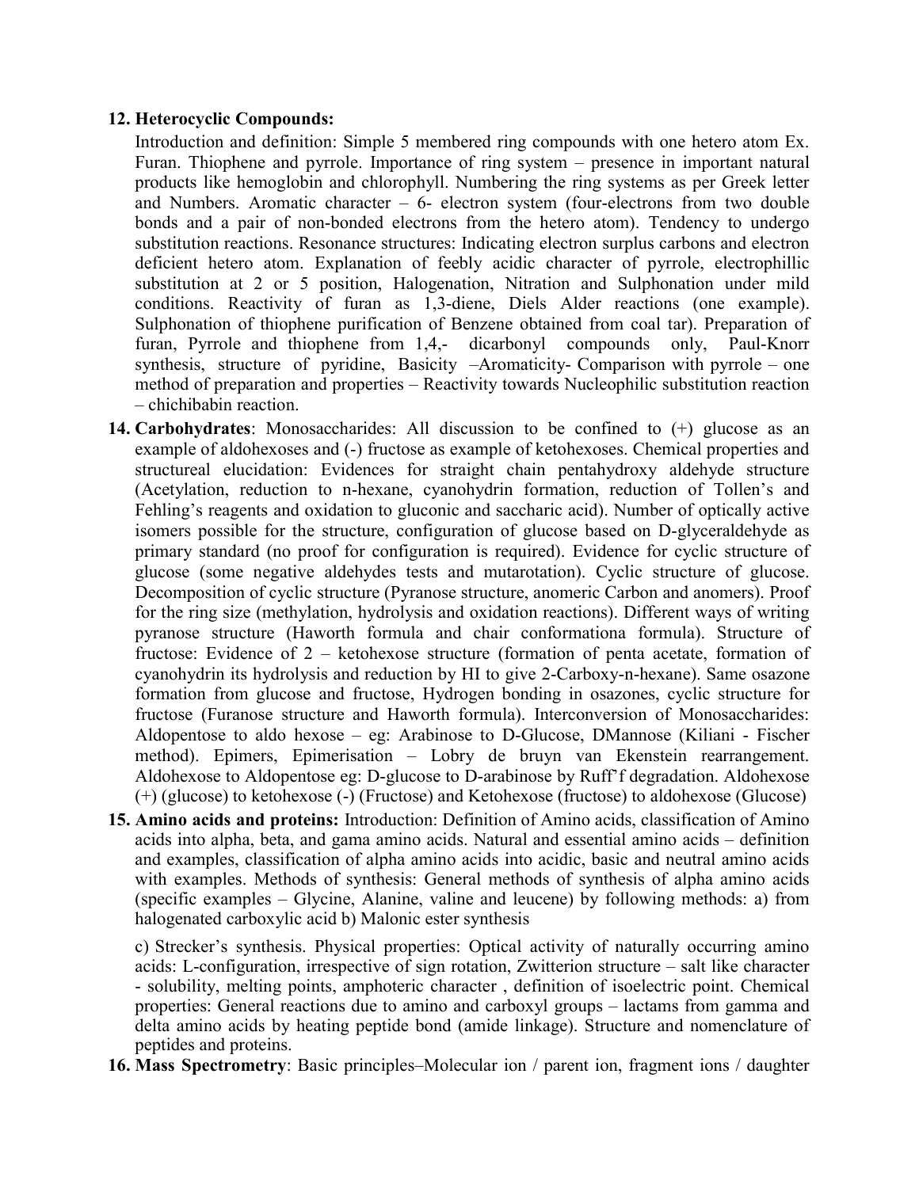12. **Heterocyclic Compounds:**

    Introduction and definition: Simple 5 membered ring compounds with one hetero atom Ex. Furan. Thiophene and pyrrole. Importance of ring system – presence in important natural products like hemoglobin and chlorophyll. Numbering the ring systems as per Greek letter and Numbers. Aromatic character – 6- electron system (four-electrons from two double bonds and a pair of non-bonded electrons from the hetero atom). Tendency to undergo substitution reactions. Resonance structures: Indicating electron surplus carbons and electron deficient hetero atom. Explanation of feebly acidic character of pyrrole, electrophillic substitution at 2 or 5 position, Halogenation, Nitration and Sulphonation under mild conditions. Reactivity of furan as 1,3-diene, Diels Alder reactions (one example). Sulphonation of thiophene purification of Benzene obtained from coal tar). Preparation of furan, Pyrrole and thiophene from 1,4,- dicarbonyl compounds only, Paul-Knorr synthesis, structure of pyridine, Basicity –Aromaticity- Comparison with pyrrole – one method of preparation and properties – Reactivity towards Nucleophilic substitution reaction – chichibabin reaction.

14. **Carbohydrates**: Monosaccharides: All discussion to be confined to (+) glucose as an example of aldohexoses and (-) fructose as example of ketohexoses. Chemical properties and structureal elucidation: Evidences for straight chain pentahydroxy aldehyde structure (Acetylation, reduction to n-hexane, cyanohydrin formation, reduction of Tollen's and Fehling's reagents and oxidation to gluconic and saccharic acid). Number of optically active isomers possible for the structure, configuration of glucose based on D-glyceraldehyde as primary standard (no proof for configuration is required). Evidence for cyclic structure of glucose (some negative aldehydes tests and mutarotation). Cyclic structure of glucose. Decomposition of cyclic structure (Pyranose structure, anomeric Carbon and anomers). Proof for the ring size (methylation, hydrolysis and oxidation reactions). Different ways of writing pyranose structure (Haworth formula and chair conformationa formula). Structure of fructose: Evidence of 2 – ketohexose structure (formation of penta acetate, formation of cyanohydrin its hydrolysis and reduction by HI to give 2-Carboxy-n-hexane). Same osazone formation from glucose and fructose, Hydrogen bonding in osazones, cyclic structure for fructose (Furanose structure and Haworth formula). Interconversion of Monosaccharides: Aldopentose to aldo hexose – eg: Arabinose to D-Glucose, DMannose (Kiliani - Fischer method). Epimers, Epimerisation – Lobry de bruyn van Ekenstein rearrangement. Aldohexose to Aldopentose eg: D-glucose to D-arabinose by Ruff'f degradation. Aldohexose (+) (glucose) to ketohexose (-) (Fructose) and Ketohexose (fructose) to aldohexose (Glucose)

15. **Amino acids and proteins:** Introduction: Definition of Amino acids, classification of Amino acids into alpha, beta, and gama amino acids. Natural and essential amino acids – definition and examples, classification of alpha amino acids into acidic, basic and neutral amino acids with examples. Methods of synthesis: General methods of synthesis of alpha amino acids (specific examples – Glycine, Alanine, valine and leucene) by following methods: a) from halogenated carboxylic acid b) Malonic ester synthesis

    c) Strecker's synthesis. Physical properties: Optical activity of naturally occurring amino acids: L-configuration, irrespective of sign rotation, Zwitterion structure – salt like character - solubility, melting points, amphoteric character , definition of isoelectric point. Chemical properties: General reactions due to amino and carboxyl groups – lactams from gamma and delta amino acids by heating peptide bond (amide linkage). Structure and nomenclature of peptides and proteins.

16. **Mass Spectrometry**: Basic principles–Molecular ion / parent ion, fragment ions / daughter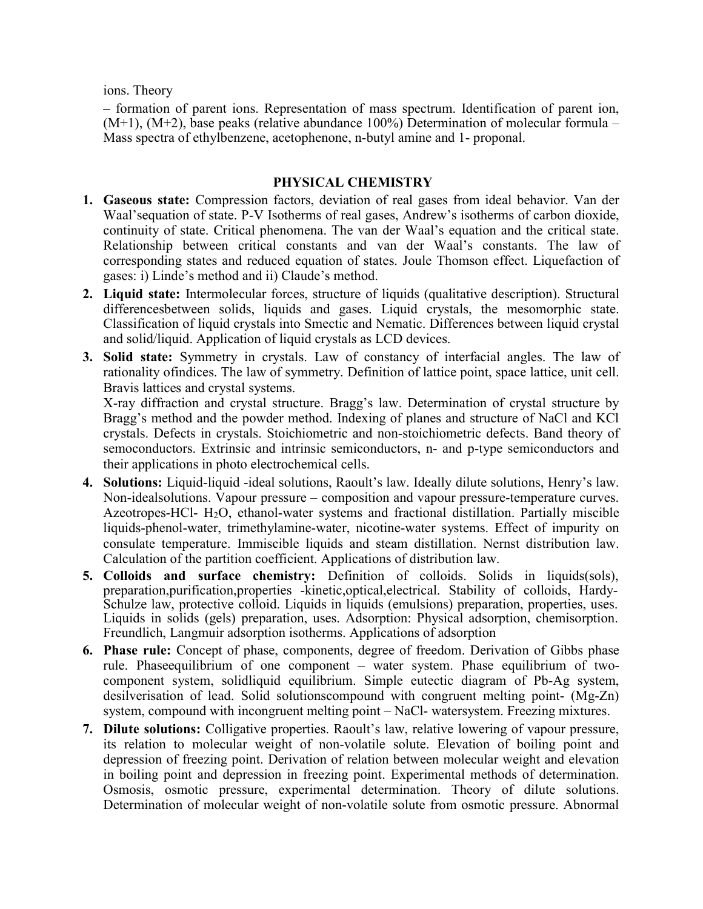ions. Theory

– formation of parent ions. Representation of mass spectrum. Identification of parent ion, (M+1), (M+2), base peaks (relative abundance 100%) Determination of molecular formula – Mass spectra of ethylbenzene, acetophenone, n-butyl amine and 1- proponal.

## PHYSICAL CHEMISTRY

1. **Gaseous state:** Compression factors, deviation of real gases from ideal behavior. Van der Waal'sequation of state. P-V Isotherms of real gases, Andrew's isotherms of carbon dioxide, continuity of state. Critical phenomena. The van der Waal's equation and the critical state. Relationship between critical constants and van der Waal's constants. The law of corresponding states and reduced equation of states. Joule Thomson effect. Liquefaction of gases: i) Linde's method and ii) Claude's method.
2. **Liquid state:** Intermolecular forces, structure of liquids (qualitative description). Structural differencesbetween solids, liquids and gases. Liquid crystals, the mesomorphic state. Classification of liquid crystals into Smectic and Nematic. Differences between liquid crystal and solid/liquid. Application of liquid crystals as LCD devices.
3. **Solid state:** Symmetry in crystals. Law of constancy of interfacial angles. The law of rationality ofindices. The law of symmetry. Definition of lattice point, space lattice, unit cell. Bravis lattices and crystal systems.

   X-ray diffraction and crystal structure. Bragg's law. Determination of crystal structure by Bragg's method and the powder method. Indexing of planes and structure of NaCl and KCl crystals. Defects in crystals. Stoichiometric and non-stoichiometric defects. Band theory of semoconductors. Extrinsic and intrinsic semiconductors, n- and p-type semiconductors and their applications in photo electrochemical cells.
4. **Solutions:** Liquid-liquid -ideal solutions, Raoult's law. Ideally dilute solutions, Henry's law. Non-idealsolutions. Vapour pressure – composition and vapour pressure-temperature curves. Azeotropes-HCl- $H_2O$, ethanol-water systems and fractional distillation. Partially miscible liquids-phenol-water, trimethylamine-water, nicotine-water systems. Effect of impurity on consulate temperature. Immiscible liquids and steam distillation. Nernst distribution law. Calculation of the partition coefficient. Applications of distribution law.
5. **Colloids and surface chemistry:** Definition of colloids. Solids in liquids(sols), preparation,purification,properties -kinetic,optical,electrical. Stability of colloids, Hardy-Schulze law, protective colloid. Liquids in liquids (emulsions) preparation, properties, uses. Liquids in solids (gels) preparation, uses. Adsorption: Physical adsorption, chemisorption. Freundlich, Langmuir adsorption isotherms. Applications of adsorption
6. **Phase rule:** Concept of phase, components, degree of freedom. Derivation of Gibbs phase rule. Phaseequilibrium of one component – water system. Phase equilibrium of two-component system, solidliquid equilibrium. Simple eutectic diagram of Pb-Ag system, desilverisation of lead. Solid solutionscompound with congruent melting point- (Mg-Zn) system, compound with incongruent melting point – NaCl- watersystem. Freezing mixtures.
7. **Dilute solutions:** Colligative properties. Raoult's law, relative lowering of vapour pressure, its relation to molecular weight of non-volatile solute. Elevation of boiling point and depression of freezing point. Derivation of relation between molecular weight and elevation in boiling point and depression in freezing point. Experimental methods of determination. Osmosis, osmotic pressure, experimental determination. Theory of dilute solutions. Determination of molecular weight of non-volatile solute from osmotic pressure. Abnormal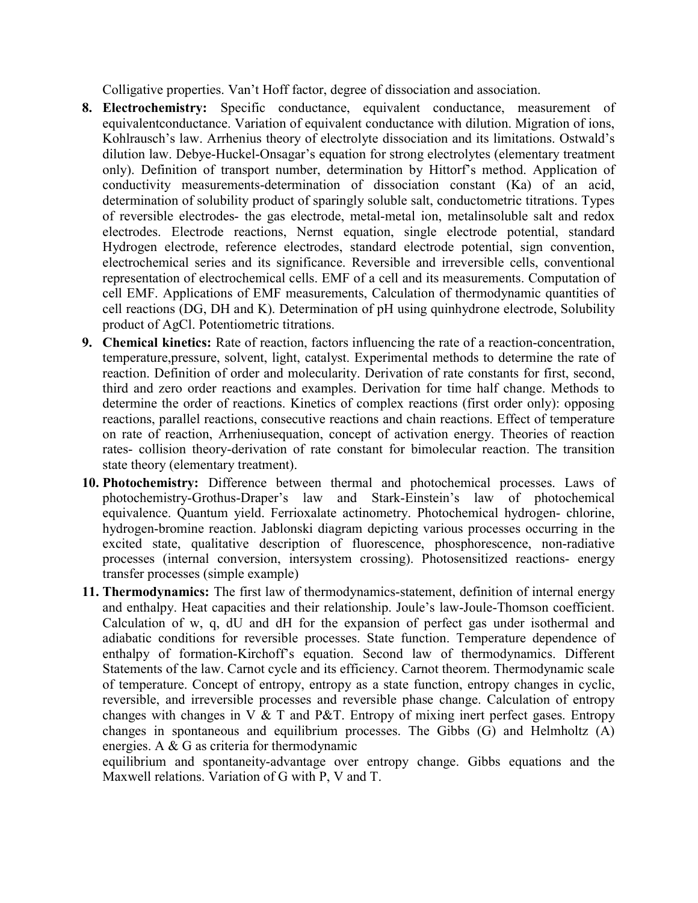Colligative properties. Van't Hoff factor, degree of dissociation and association.

8. **Electrochemistry:** Specific conductance, equivalent conductance, measurement of equivalentconductance. Variation of equivalent conductance with dilution. Migration of ions, Kohlrausch's law. Arrhenius theory of electrolyte dissociation and its limitations. Ostwald's dilution law. Debye-Huckel-Onsagar's equation for strong electrolytes (elementary treatment only). Definition of transport number, determination by Hittorf's method. Application of conductivity measurements-determination of dissociation constant (Ka) of an acid, determination of solubility product of sparingly soluble salt, conductometric titrations. Types of reversible electrodes- the gas electrode, metal-metal ion, metalinsoluble salt and redox electrodes. Electrode reactions, Nernst equation, single electrode potential, standard Hydrogen electrode, reference electrodes, standard electrode potential, sign convention, electrochemical series and its significance. Reversible and irreversible cells, conventional representation of electrochemical cells. EMF of a cell and its measurements. Computation of cell EMF. Applications of EMF measurements, Calculation of thermodynamic quantities of cell reactions (DG, DH and K). Determination of pH using quinhydrone electrode, Solubility product of AgCl. Potentiometric titrations.
9. **Chemical kinetics:** Rate of reaction, factors influencing the rate of a reaction-concentration, temperature,pressure, solvent, light, catalyst. Experimental methods to determine the rate of reaction. Definition of order and molecularity. Derivation of rate constants for first, second, third and zero order reactions and examples. Derivation for time half change. Methods to determine the order of reactions. Kinetics of complex reactions (first order only): opposing reactions, parallel reactions, consecutive reactions and chain reactions. Effect of temperature on rate of reaction, Arrheniusequation, concept of activation energy. Theories of reaction rates- collision theory-derivation of rate constant for bimolecular reaction. The transition state theory (elementary treatment).
10. **Photochemistry:** Difference between thermal and photochemical processes. Laws of photochemistry-Grothus-Draper's law and Stark-Einstein's law of photochemical equivalence. Quantum yield. Ferrioxalate actinometry. Photochemical hydrogen- chlorine, hydrogen-bromine reaction. Jablonski diagram depicting various processes occurring in the excited state, qualitative description of fluorescence, phosphorescence, non-radiative processes (internal conversion, intersystem crossing). Photosensitized reactions- energy transfer processes (simple example)
11. **Thermodynamics:** The first law of thermodynamics-statement, definition of internal energy and enthalpy. Heat capacities and their relationship. Joule's law-Joule-Thomson coefficient. Calculation of w, q, dU and dH for the expansion of perfect gas under isothermal and adiabatic conditions for reversible processes. State function. Temperature dependence of enthalpy of formation-Kirchoff's equation. Second law of thermodynamics. Different Statements of the law. Carnot cycle and its efficiency. Carnot theorem. Thermodynamic scale of temperature. Concept of entropy, entropy as a state function, entropy changes in cyclic, reversible, and irreversible processes and reversible phase change. Calculation of entropy changes with changes in V & T and P&T. Entropy of mixing inert perfect gases. Entropy changes in spontaneous and equilibrium processes. The Gibbs (G) and Helmholtz (A) energies. A & G as criteria for thermodynamic

    equilibrium and spontaneity-advantage over entropy change. Gibbs equations and the Maxwell relations. Variation of G with P, V and T.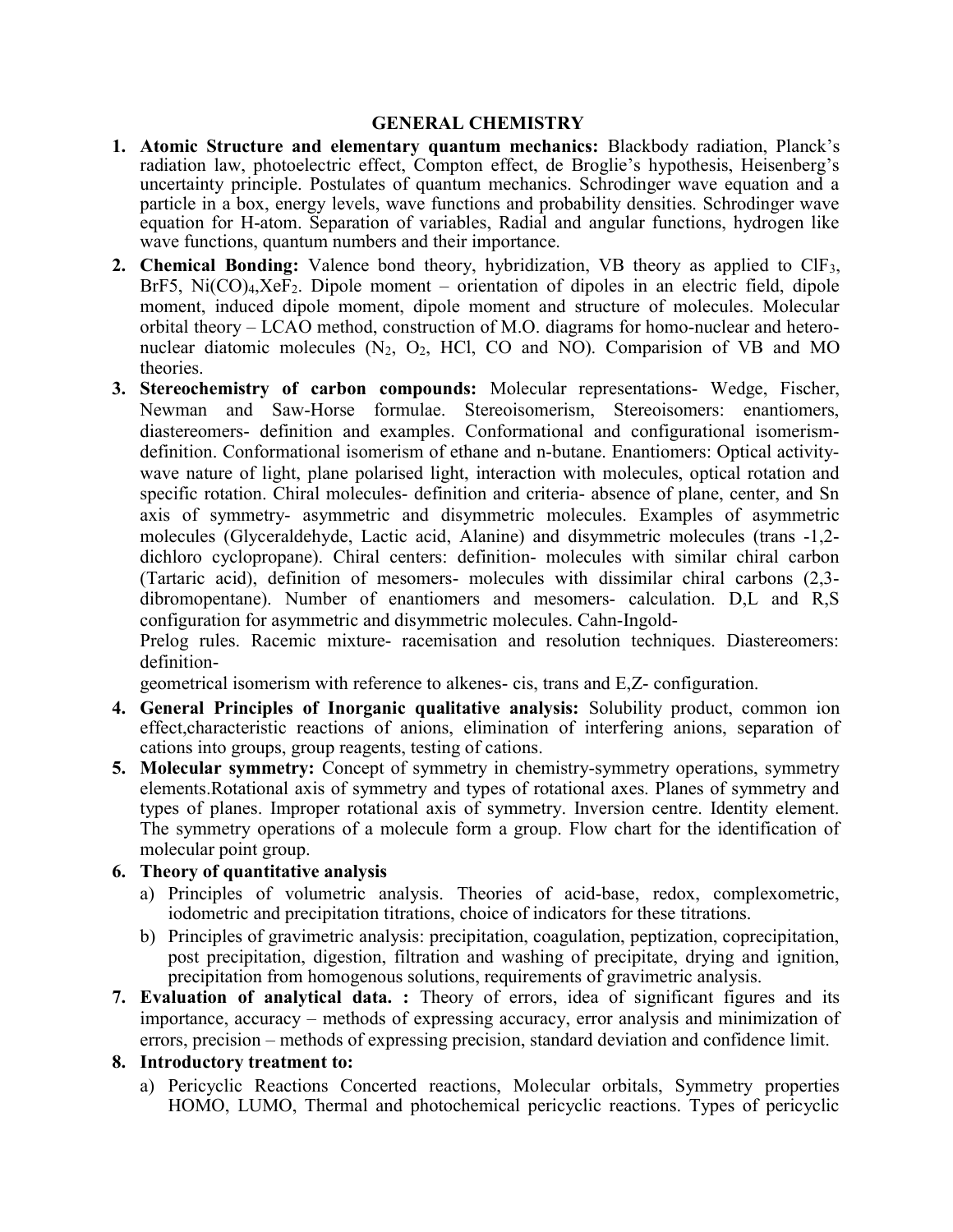# GENERAL CHEMISTRY

1. **Atomic Structure and elementary quantum mechanics:** Blackbody radiation, Planck's radiation law, photoelectric effect, Compton effect, de Broglie's hypothesis, Heisenberg's uncertainty principle. Postulates of quantum mechanics. Schrodinger wave equation and a particle in a box, energy levels, wave functions and probability densities. Schrodinger wave equation for H-atom. Separation of variables, Radial and angular functions, hydrogen like wave functions, quantum numbers and their importance.
2. **Chemical Bonding:** Valence bond theory, hybridization, VB theory as applied to $ClF_3$, BrF5, $Ni(CO)_4$,$XeF_2$. Dipole moment – orientation of dipoles in an electric field, dipole moment, induced dipole moment, dipole moment and structure of molecules. Molecular orbital theory – LCAO method, construction of M.O. diagrams for homo-nuclear and hetero-nuclear diatomic molecules ($N_2$, $O_2$, HCl, CO and NO). Comparision of VB and MO theories.
3. **Stereochemistry of carbon compounds:** Molecular representations- Wedge, Fischer, Newman and Saw-Horse formulae. Stereoisomerism, Stereoisomers: enantiomers, diastereomers- definition and examples. Conformational and configurational isomerism- definition. Conformational isomerism of ethane and n-butane. Enantiomers: Optical activity- wave nature of light, plane polarised light, interaction with molecules, optical rotation and specific rotation. Chiral molecules- definition and criteria- absence of plane, center, and Sn axis of symmetry- asymmetric and disymmetric molecules. Examples of asymmetric molecules (Glyceraldehyde, Lactic acid, Alanine) and disymmetric molecules (trans -1,2-dichloro cyclopropane). Chiral centers: definition- molecules with similar chiral carbon (Tartaric acid), definition of mesomers- molecules with dissimilar chiral carbons (2,3-dibromopentane). Number of enantiomers and mesomers- calculation. D,L and R,S configuration for asymmetric and disymmetric molecules. Cahn-Ingold-Prelog rules. Racemic mixture- racemisation and resolution techniques. Diastereomers: definition-
geometrical isomerism with reference to alkenes- cis, trans and E,Z- configuration.
4. **General Principles of Inorganic qualitative analysis:** Solubility product, common ion effect,characteristic reactions of anions, elimination of interfering anions, separation of cations into groups, group reagents, testing of cations.
5. **Molecular symmetry:** Concept of symmetry in chemistry-symmetry operations, symmetry elements.Rotational axis of symmetry and types of rotational axes. Planes of symmetry and types of planes. Improper rotational axis of symmetry. Inversion centre. Identity element. The symmetry operations of a molecule form a group. Flow chart for the identification of molecular point group.
6. **Theory of quantitative analysis**
   a) Principles of volumetric analysis. Theories of acid-base, redox, complexometric, iodometric and precipitation titrations, choice of indicators for these titrations.
   b) Principles of gravimetric analysis: precipitation, coagulation, peptization, coprecipitation, post precipitation, digestion, filtration and washing of precipitate, drying and ignition, precipitation from homogenous solutions, requirements of gravimetric analysis.
7. **Evaluation of analytical data. :** Theory of errors, idea of significant figures and its importance, accuracy – methods of expressing accuracy, error analysis and minimization of errors, precision – methods of expressing precision, standard deviation and confidence limit.
8. **Introductory treatment to:**
   a) Pericyclic Reactions Concerted reactions, Molecular orbitals, Symmetry properties HOMO, LUMO, Thermal and photochemical pericyclic reactions. Types of pericyclic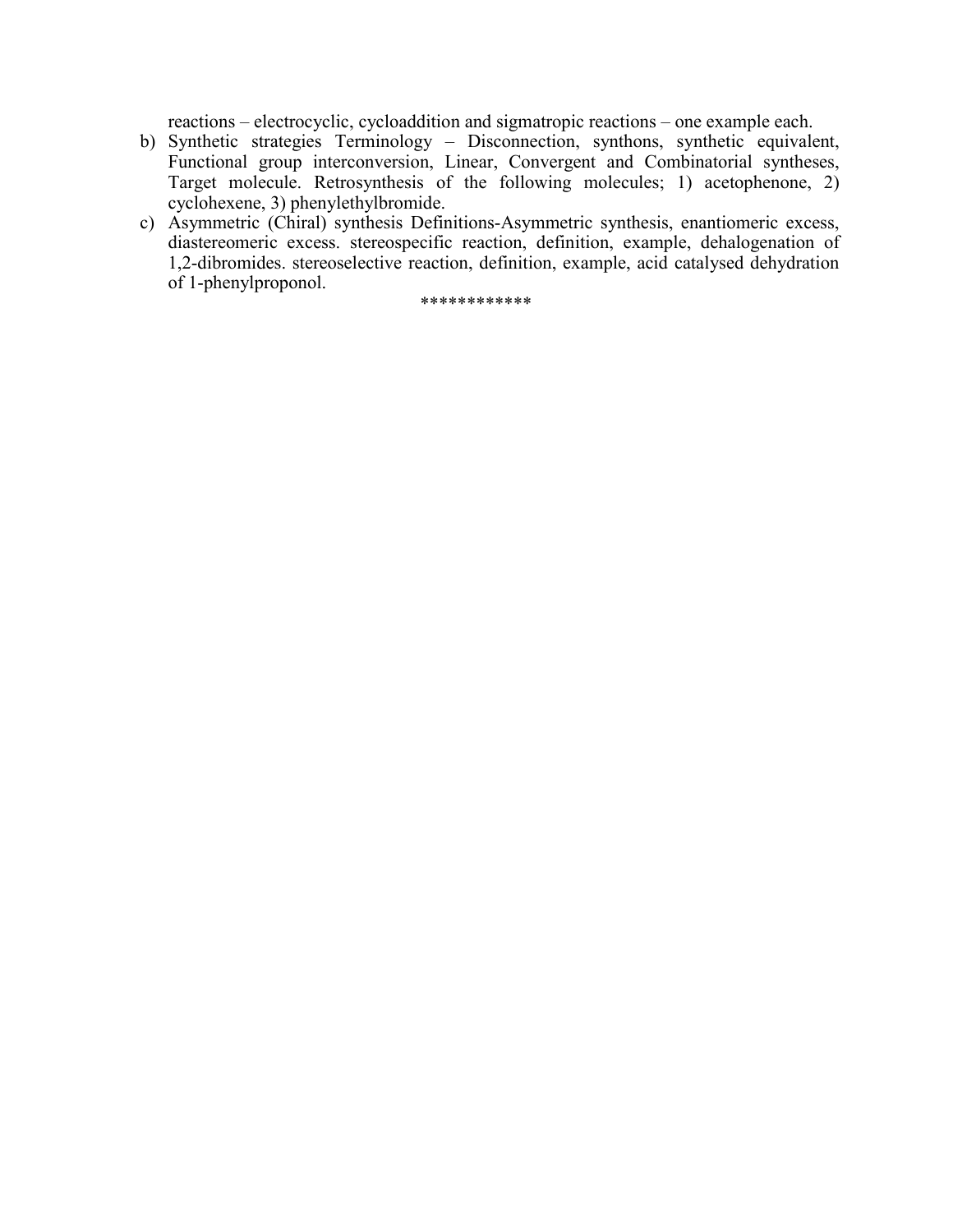reactions – electrocyclic, cycloaddition and sigmatropic reactions – one example each.

b) Synthetic strategies Terminology – Disconnection, synthons, synthetic equivalent, Functional group interconversion, Linear, Convergent and Combinatorial syntheses, Target molecule. Retrosynthesis of the following molecules; 1) acetophenone, 2) cyclohexene, 3) phenylethylbromide.

c) Asymmetric (Chiral) synthesis Definitions-Asymmetric synthesis, enantiomeric excess, diastereomeric excess. stereospecific reaction, definition, example, dehalogenation of 1,2-dibromides. stereoselective reaction, definition, example, acid catalysed dehydration of 1-phenylproponol.

************